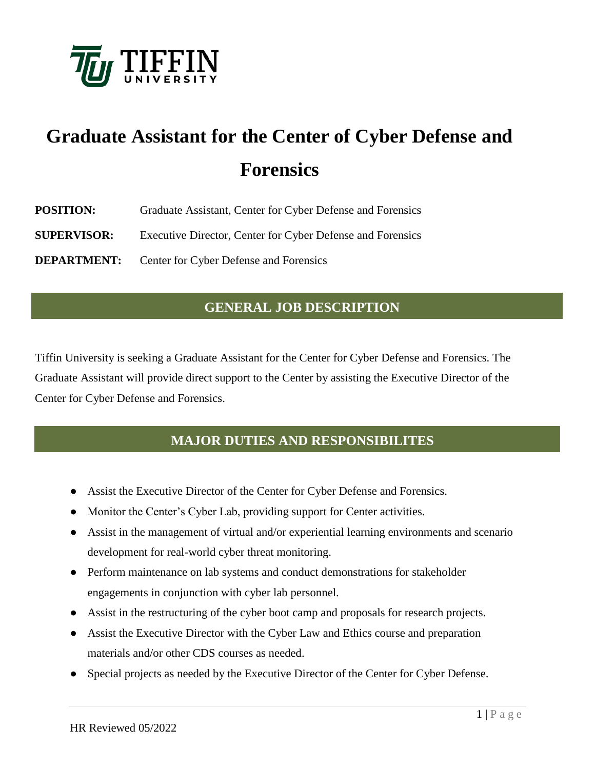# Graduate Assistant for the Center of Cyber Defense and Forensics

**POSITION:** Graduate Assistant, Center for Cyber Defense and Forensics

**SUPERVISOR:** Executive Director, Center for Cyber Defense and Forensics

**DEPARTMENT:** Center for Cyber Defense and Forensics

## GENERAL JOB DESCRIPTION

Tiffin University is seeking a Graduate Assistant for the Center for Cyber Defense and Forensics. The Graduate Assistant will provide direct support to the Center by assisting the Executive Director of the Center for Cyber Defense and Forensics.

## MAJOR DUTIES AND RESPONSIBILITES

- Assist the Executive Director of the Center for Cyber Defense and Forensics.
- Monitor the Center's Cyber Lab, providing support for Center activities.
- Assist in the management of virtual and/or experiential learning environments and scenario development for real-world cyber threat monitoring.
- Perform maintenance on lab systems and conduct demonstrations for stakeholder engagements in conjunction with cyber lab personnel.
- Assist in the restructuring of the cyber boot camp and proposals for research projects.
- Assist the Executive Director with the Cyber Law and Ethics course and preparation materials and/or other CDS courses as needed.
- Special projects as needed by the Executive Director of the Center for Cyber Defense.

HR Reviewed 05/2022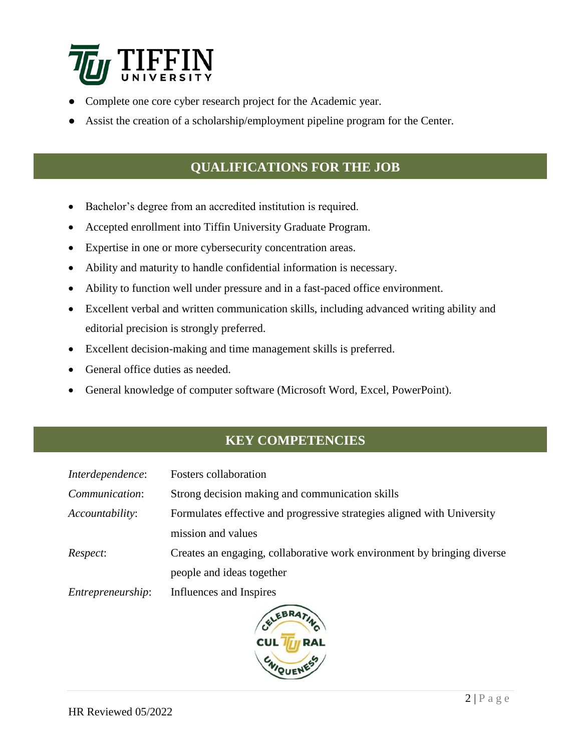- Complete one core cyber research project for the Academic year.
- Assist the creation of a scholarship/employment pipeline program for the Center.

## QUALIFICATIONS FOR THE JOB

- Bachelor's degree from an accredited institution is required.
- Accepted enrollment into Tiffin University Graduate Program.
- Expertise in one or more cybersecurity concentration areas.
- Ability and maturity to handle confidential information is necessary.
- Ability to function well under pressure and in a fast-paced office environment.
- Excellent verbal and written communication skills, including advanced writing ability and editorial precision is strongly preferred.
- Excellent decision-making and time management skills is preferred.
- General office duties as needed.
- General knowledge of computer software (Microsoft Word, Excel, PowerPoint).

## KEY COMPETENCIES

| | |
|---|---|
| *Interdependence*: | Fosters collaboration |
| *Communication*: | Strong decision making and communication skills |
| *Accountability*: | Formulates effective and progressive strategies aligned with University mission and values |
| *Respect*: | Creates an engaging, collaborative work environment by bringing diverse people and ideas together |
| *Entrepreneurship*: | Influences and Inspires |

HR Reviewed 05/2022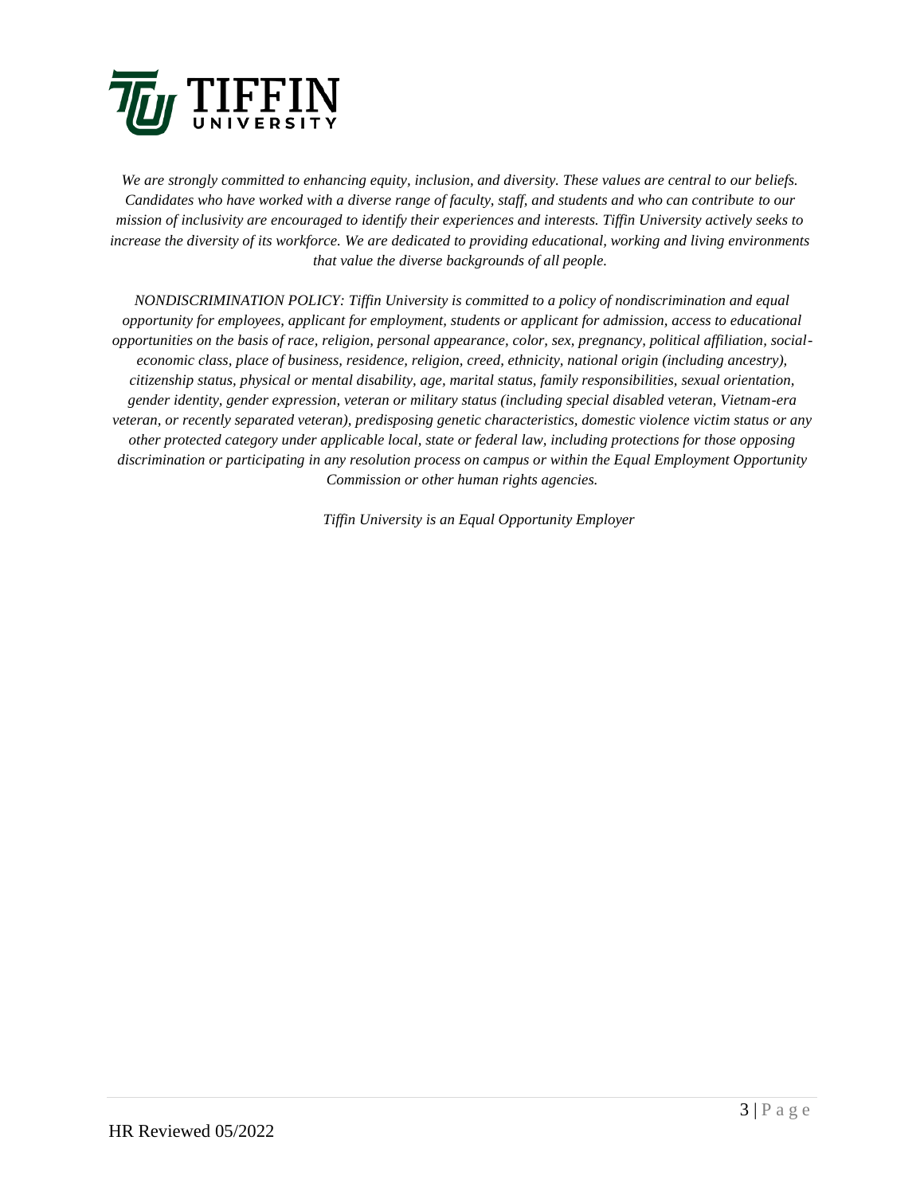*We are strongly committed to enhancing equity, inclusion, and diversity. These values are central to our beliefs. Candidates who have worked with a diverse range of faculty, staff, and students and who can contribute to our mission of inclusivity are encouraged to identify their experiences and interests. Tiffin University actively seeks to increase the diversity of its workforce. We are dedicated to providing educational, working and living environments that value the diverse backgrounds of all people.*

*NONDISCRIMINATION POLICY: Tiffin University is committed to a policy of nondiscrimination and equal opportunity for employees, applicant for employment, students or applicant for admission, access to educational opportunities on the basis of race, religion, personal appearance, color, sex, pregnancy, political affiliation, social-economic class, place of business, residence, religion, creed, ethnicity, national origin (including ancestry), citizenship status, physical or mental disability, age, marital status, family responsibilities, sexual orientation, gender identity, gender expression, veteran or military status (including special disabled veteran, Vietnam-era veteran, or recently separated veteran), predisposing genetic characteristics, domestic violence victim status or any other protected category under applicable local, state or federal law, including protections for those opposing discrimination or participating in any resolution process on campus or within the Equal Employment Opportunity Commission or other human rights agencies.*

*Tiffin University is an Equal Opportunity Employer*

HR Reviewed 05/2022